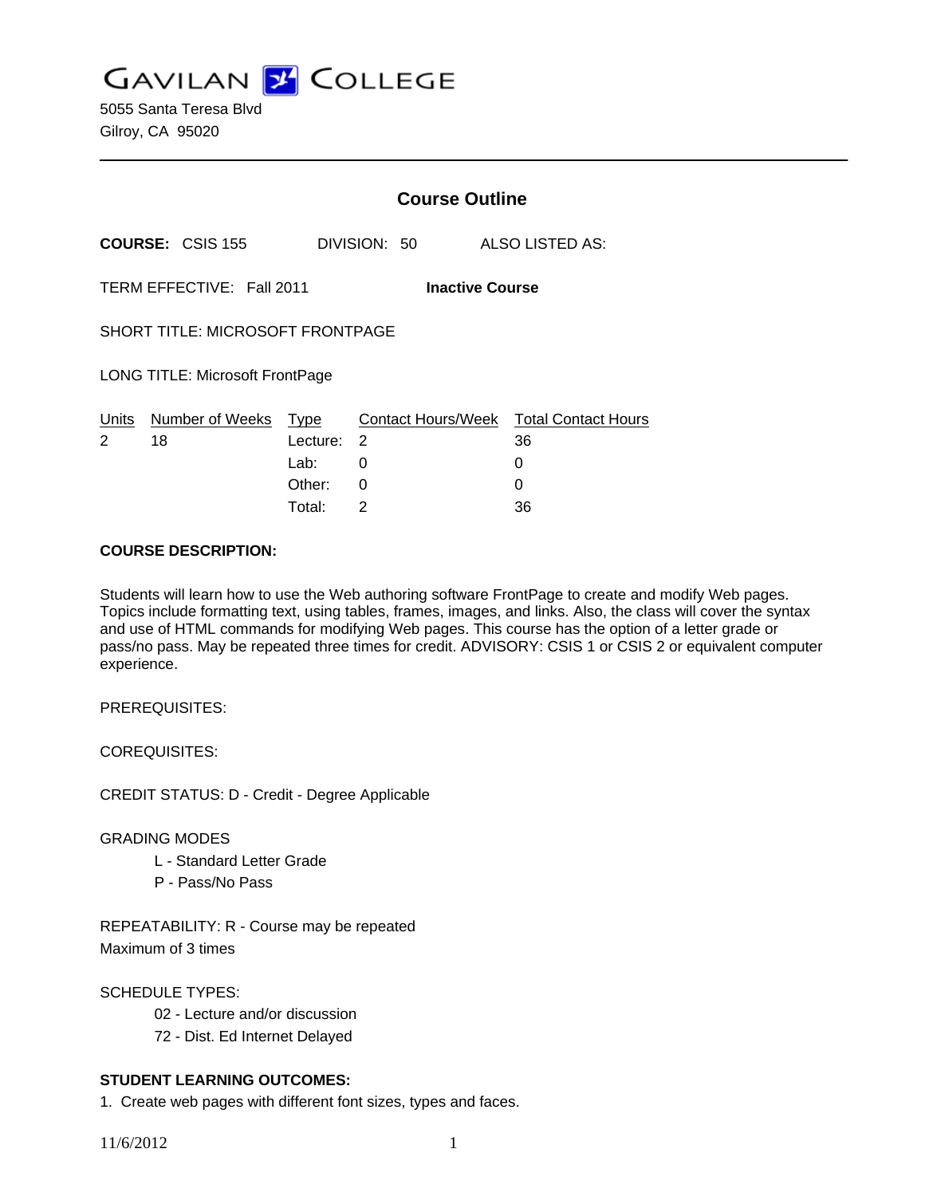# GAVILAN COLLEGE

5055 Santa Teresa Blvd
Gilroy, CA 95020

## Course Outline

**COURSE:** CSIS 155 DIVISION: 50 ALSO LISTED AS:

TERM EFFECTIVE: Fall 2011 **Inactive Course**

SHORT TITLE: MICROSOFT FRONTPAGE

LONG TITLE: Microsoft FrontPage

| Units | Number of Weeks | Type | Contact Hours/Week | Total Contact Hours |
|---|---|---|---|---|
| 2 | 18 | Lecture: | 2 | 36 |
| | | Lab: | 0 | 0 |
| | | Other: | 0 | 0 |
| | | Total: | 2 | 36 |

**COURSE DESCRIPTION:**

Students will learn how to use the Web authoring software FrontPage to create and modify Web pages. Topics include formatting text, using tables, frames, images, and links. Also, the class will cover the syntax and use of HTML commands for modifying Web pages. This course has the option of a letter grade or pass/no pass. May be repeated three times for credit. ADVISORY: CSIS 1 or CSIS 2 or equivalent computer experience.

PREREQUISITES:

COREQUISITES:

CREDIT STATUS: D - Credit - Degree Applicable

GRADING MODES

- L - Standard Letter Grade
- P - Pass/No Pass

REPEATABILITY: R - Course may be repeated
Maximum of 3 times

SCHEDULE TYPES:

- 02 - Lecture and/or discussion
- 72 - Dist. Ed Internet Delayed

**STUDENT LEARNING OUTCOMES:**

1. Create web pages with different font sizes, types and faces.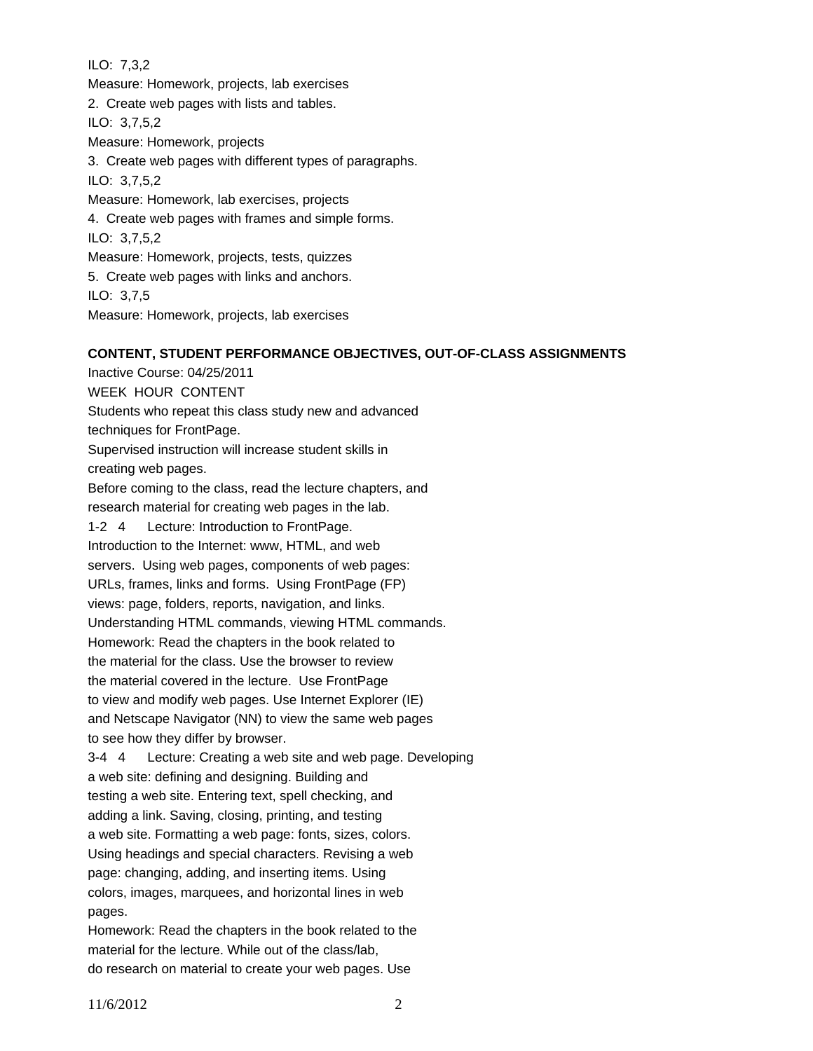ILO: 7,3,2

Measure: Homework, projects, lab exercises

2. Create web pages with lists and tables.

ILO: 3,7,5,2

Measure: Homework, projects

3. Create web pages with different types of paragraphs.

ILO: 3,7,5,2

Measure: Homework, lab exercises, projects

4. Create web pages with frames and simple forms.

ILO: 3,7,5,2

Measure: Homework, projects, tests, quizzes

5. Create web pages with links and anchors.

ILO: 3,7,5

Measure: Homework, projects, lab exercises

**CONTENT, STUDENT PERFORMANCE OBJECTIVES, OUT-OF-CLASS ASSIGNMENTS**

Inactive Course: 04/25/2011

WEEK HOUR CONTENT

Students who repeat this class study new and advanced techniques for FrontPage.

Supervised instruction will increase student skills in creating web pages.

Before coming to the class, read the lecture chapters, and research material for creating web pages in the lab.

1-2 4 Lecture: Introduction to FrontPage.
Introduction to the Internet: www, HTML, and web servers. Using web pages, components of web pages: URLs, frames, links and forms. Using FrontPage (FP) views: page, folders, reports, navigation, and links. Understanding HTML commands, viewing HTML commands.
Homework: Read the chapters in the book related to the material for the class. Use the browser to review the material covered in the lecture. Use FrontPage to view and modify web pages. Use Internet Explorer (IE) and Netscape Navigator (NN) to view the same web pages to see how they differ by browser.

3-4 4 Lecture: Creating a web site and web page. Developing a web site: defining and designing. Building and testing a web site. Entering text, spell checking, and adding a link. Saving, closing, printing, and testing a web site. Formatting a web page: fonts, sizes, colors. Using headings and special characters. Revising a web page: changing, adding, and inserting items. Using colors, images, marquees, and horizontal lines in web pages.
Homework: Read the chapters in the book related to the material for the lecture. While out of the class/lab, do research on material to create your web pages. Use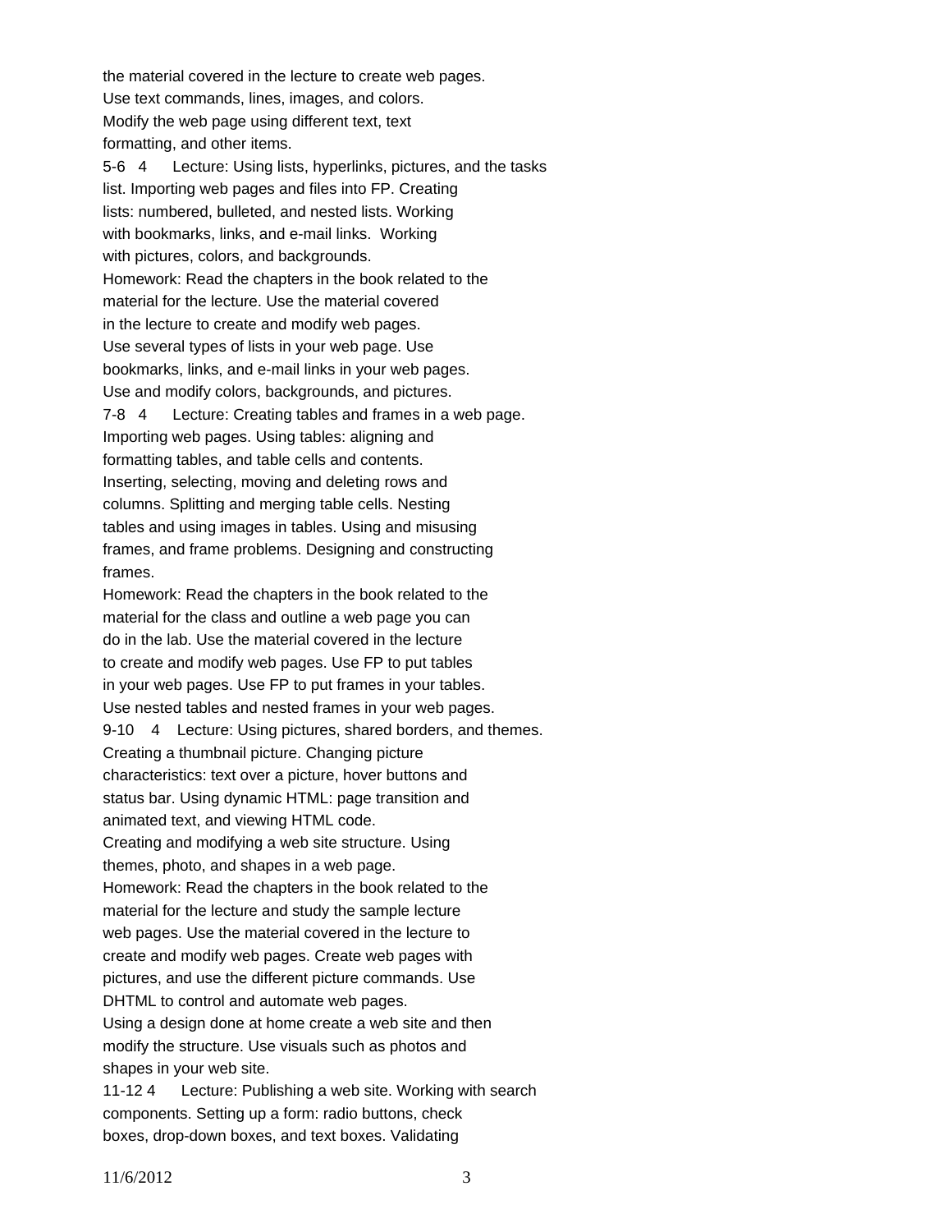the material covered in the lecture to create web pages.
Use text commands, lines, images, and colors.
Modify the web page using different text, text
formatting, and other items.

5-6 4 Lecture: Using lists, hyperlinks, pictures, and the tasks
list. Importing web pages and files into FP. Creating
lists: numbered, bulleted, and nested lists. Working
with bookmarks, links, and e-mail links. Working
with pictures, colors, and backgrounds.
Homework: Read the chapters in the book related to the
material for the lecture. Use the material covered
in the lecture to create and modify web pages.
Use several types of lists in your web page. Use
bookmarks, links, and e-mail links in your web pages.
Use and modify colors, backgrounds, and pictures.

7-8 4 Lecture: Creating tables and frames in a web page.
Importing web pages. Using tables: aligning and
formatting tables, and table cells and contents.
Inserting, selecting, moving and deleting rows and
columns. Splitting and merging table cells. Nesting
tables and using images in tables. Using and misusing
frames, and frame problems. Designing and constructing
frames.
Homework: Read the chapters in the book related to the
material for the class and outline a web page you can
do in the lab. Use the material covered in the lecture
to create and modify web pages. Use FP to put tables
in your web pages. Use FP to put frames in your tables.
Use nested tables and nested frames in your web pages.

9-10 4 Lecture: Using pictures, shared borders, and themes.
Creating a thumbnail picture. Changing picture
characteristics: text over a picture, hover buttons and
status bar. Using dynamic HTML: page transition and
animated text, and viewing HTML code.
Creating and modifying a web site structure. Using
themes, photo, and shapes in a web page.
Homework: Read the chapters in the book related to the
material for the lecture and study the sample lecture
web pages. Use the material covered in the lecture to
create and modify web pages. Create web pages with
pictures, and use the different picture commands. Use
DHTML to control and automate web pages.
Using a design done at home create a web site and then
modify the structure. Use visuals such as photos and
shapes in your web site.

11-12 4 Lecture: Publishing a web site. Working with search
components. Setting up a form: radio buttons, check
boxes, drop-down boxes, and text boxes. Validating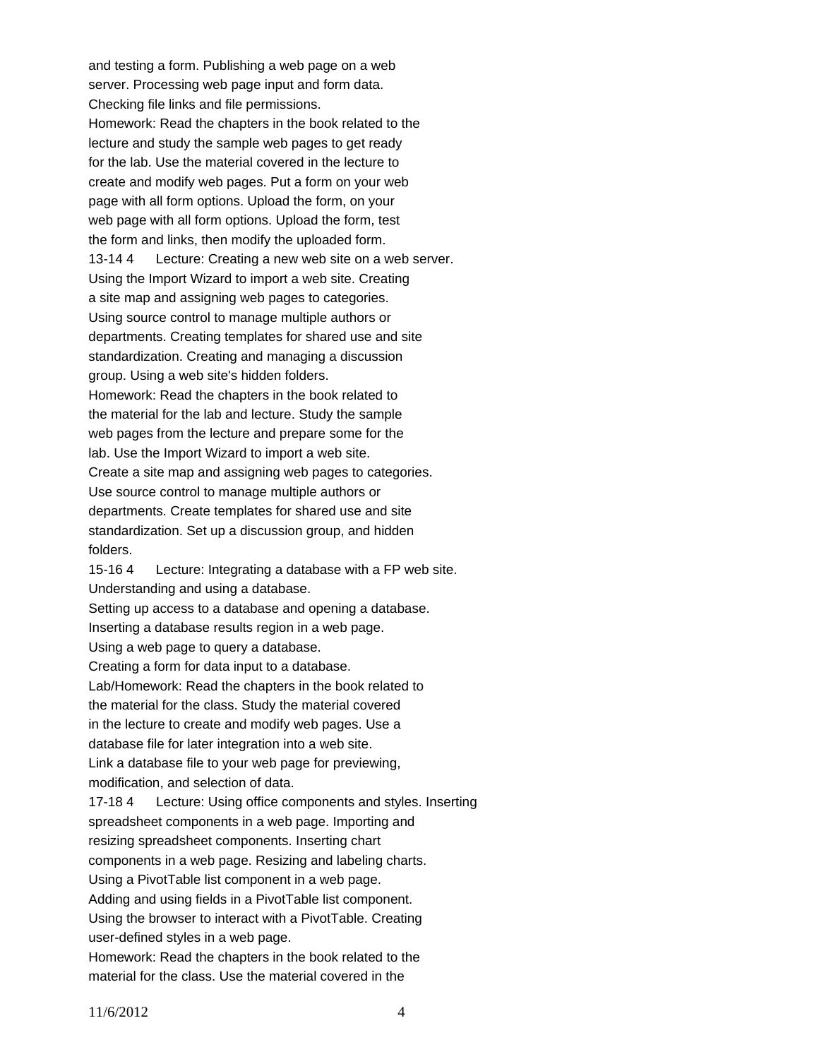and testing a form. Publishing a web page on a web server. Processing web page input and form data. Checking file links and file permissions.
Homework: Read the chapters in the book related to the lecture and study the sample web pages to get ready for the lab. Use the material covered in the lecture to create and modify web pages. Put a form on your web page with all form options. Upload the form, on your web page with all form options. Upload the form, test the form and links, then modify the uploaded form.

13-14 4 Lecture: Creating a new web site on a web server. Using the Import Wizard to import a web site. Creating a site map and assigning web pages to categories. Using source control to manage multiple authors or departments. Creating templates for shared use and site standardization. Creating and managing a discussion group. Using a web site's hidden folders.
Homework: Read the chapters in the book related to the material for the lab and lecture. Study the sample web pages from the lecture and prepare some for the lab. Use the Import Wizard to import a web site. Create a site map and assigning web pages to categories. Use source control to manage multiple authors or departments. Create templates for shared use and site standardization. Set up a discussion group, and hidden folders.

15-16 4 Lecture: Integrating a database with a FP web site.
Understanding and using a database.
Setting up access to a database and opening a database.
Inserting a database results region in a web page.
Using a web page to query a database.
Creating a form for data input to a database.
Lab/Homework: Read the chapters in the book related to the material for the class. Study the material covered in the lecture to create and modify web pages. Use a database file for later integration into a web site.
Link a database file to your web page for previewing, modification, and selection of data.

17-18 4 Lecture: Using office components and styles. Inserting spreadsheet components in a web page. Importing and resizing spreadsheet components. Inserting chart components in a web page. Resizing and labeling charts.
Using a PivotTable list component in a web page.
Adding and using fields in a PivotTable list component.
Using the browser to interact with a PivotTable. Creating user-defined styles in a web page.
Homework: Read the chapters in the book related to the material for the class. Use the material covered in the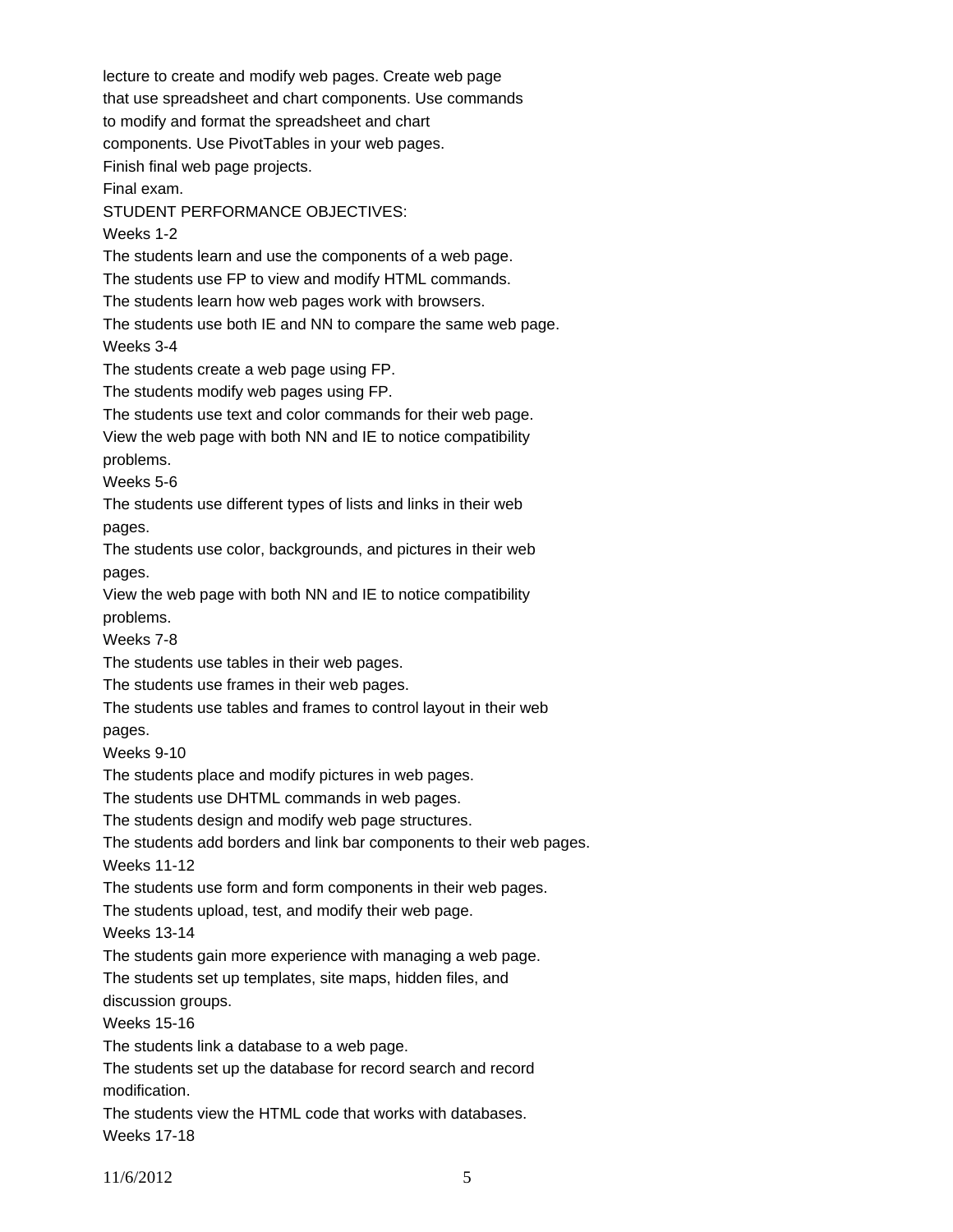lecture to create and modify web pages. Create web page that use spreadsheet and chart components. Use commands to modify and format the spreadsheet and chart components. Use PivotTables in your web pages.

Finish final web page projects.

Final exam.

STUDENT PERFORMANCE OBJECTIVES:

Weeks 1-2

The students learn and use the components of a web page.

The students use FP to view and modify HTML commands.

The students learn how web pages work with browsers.

The students use both IE and NN to compare the same web page.

Weeks 3-4

The students create a web page using FP.

The students modify web pages using FP.

The students use text and color commands for their web page.

View the web page with both NN and IE to notice compatibility problems.

Weeks 5-6

The students use different types of lists and links in their web pages.

The students use color, backgrounds, and pictures in their web pages.

View the web page with both NN and IE to notice compatibility problems.

Weeks 7-8

The students use tables in their web pages.

The students use frames in their web pages.

The students use tables and frames to control layout in their web pages.

Weeks 9-10

The students place and modify pictures in web pages.

The students use DHTML commands in web pages.

The students design and modify web page structures.

The students add borders and link bar components to their web pages.

Weeks 11-12

The students use form and form components in their web pages.

The students upload, test, and modify their web page.

Weeks 13-14

The students gain more experience with managing a web page.

The students set up templates, site maps, hidden files, and discussion groups.

Weeks 15-16

The students link a database to a web page.

The students set up the database for record search and record modification.

The students view the HTML code that works with databases.

Weeks 17-18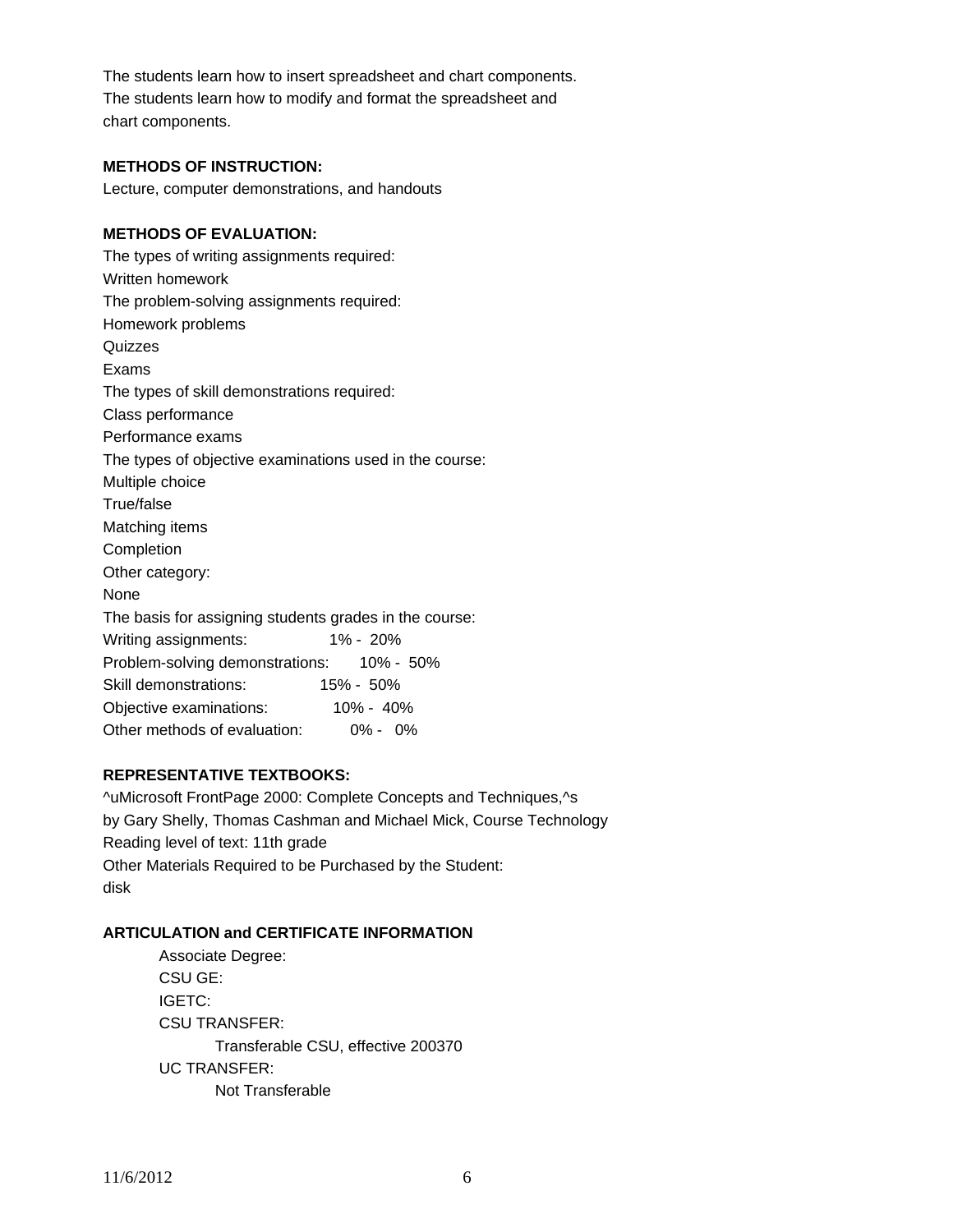The students learn how to insert spreadsheet and chart components.
The students learn how to modify and format the spreadsheet and chart components.

**METHODS OF INSTRUCTION:**

Lecture, computer demonstrations, and handouts

**METHODS OF EVALUATION:**

The types of writing assignments required:
Written homework
The problem-solving assignments required:
Homework problems
Quizzes
Exams
The types of skill demonstrations required:
Class performance
Performance exams
The types of objective examinations used in the course:
Multiple choice
True/false
Matching items
Completion
Other category:
None
The basis for assigning students grades in the course:

| | |
|---|---|
| Writing assignments: | 1% - 20% |
| Problem-solving demonstrations: | 10% - 50% |
| Skill demonstrations: | 15% - 50% |
| Objective examinations: | 10% - 40% |
| Other methods of evaluation: | 0% - 0% |

**REPRESENTATIVE TEXTBOOKS:**

^uMicrosoft FrontPage 2000: Complete Concepts and Techniques,^s
by Gary Shelly, Thomas Cashman and Michael Mick, Course Technology
Reading level of text: 11th grade
Other Materials Required to be Purchased by the Student:
disk

**ARTICULATION and CERTIFICATE INFORMATION**

Associate Degree:
CSU GE:
IGETC:
CSU TRANSFER:
  Transferable CSU, effective 200370
UC TRANSFER:
  Not Transferable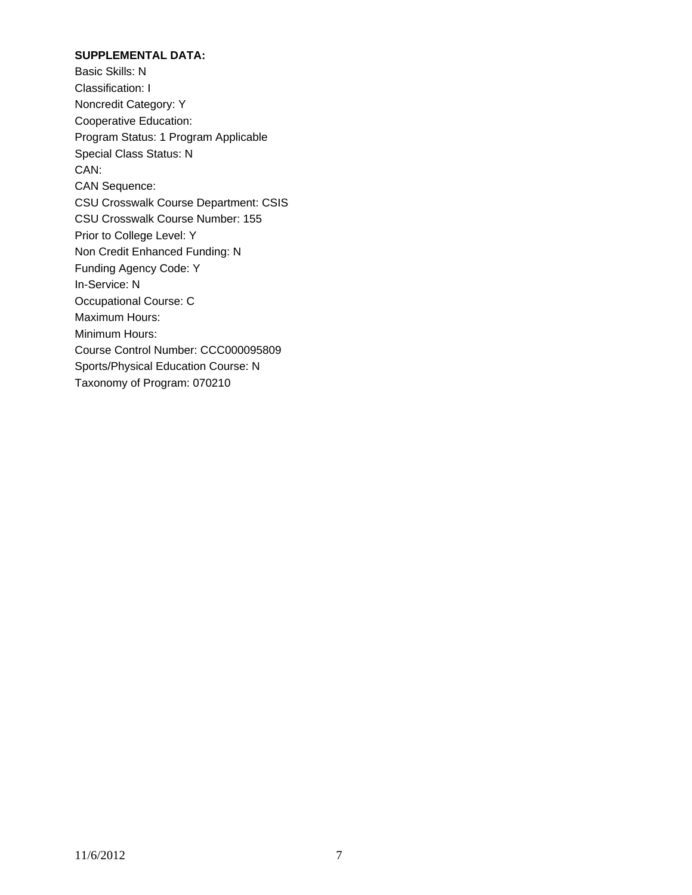**SUPPLEMENTAL DATA:**

Basic Skills: N
Classification: I
Noncredit Category: Y
Cooperative Education:
Program Status: 1 Program Applicable
Special Class Status: N
CAN:
CAN Sequence:
CSU Crosswalk Course Department: CSIS
CSU Crosswalk Course Number: 155
Prior to College Level: Y
Non Credit Enhanced Funding: N
Funding Agency Code: Y
In-Service: N
Occupational Course: C
Maximum Hours:
Minimum Hours:
Course Control Number: CCC000095809
Sports/Physical Education Course: N
Taxonomy of Program: 070210